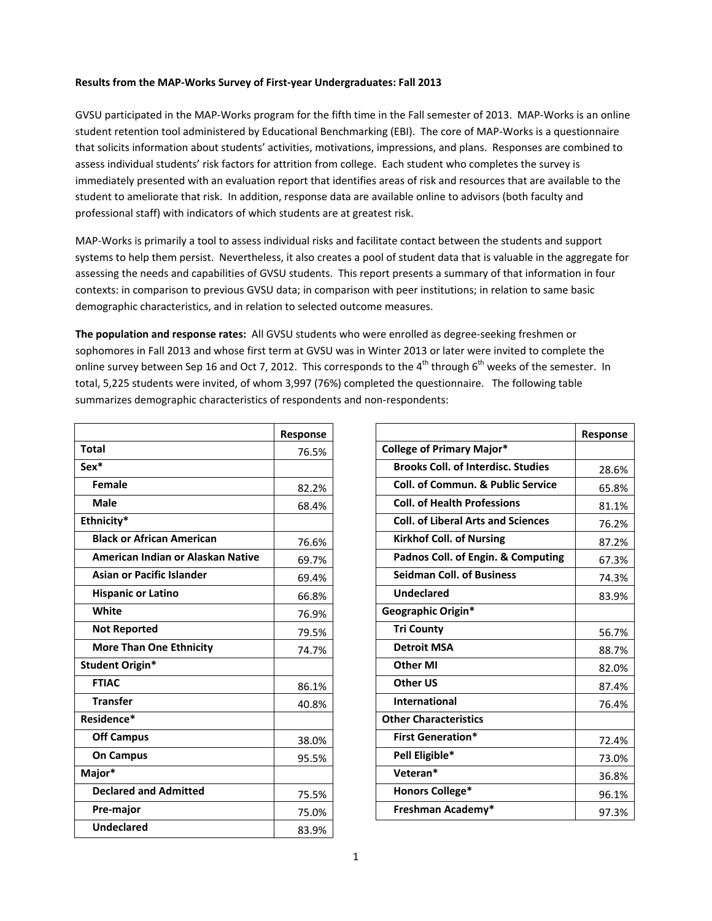**Results from the MAP-Works Survey of First-year Undergraduates: Fall 2013**

GVSU participated in the MAP-Works program for the fifth time in the Fall semester of 2013. MAP-Works is an online student retention tool administered by Educational Benchmarking (EBI). The core of MAP-Works is a questionnaire that solicits information about students' activities, motivations, impressions, and plans. Responses are combined to assess individual students' risk factors for attrition from college. Each student who completes the survey is immediately presented with an evaluation report that identifies areas of risk and resources that are available to the student to ameliorate that risk. In addition, response data are available online to advisors (both faculty and professional staff) with indicators of which students are at greatest risk.

MAP-Works is primarily a tool to assess individual risks and facilitate contact between the students and support systems to help them persist. Nevertheless, it also creates a pool of student data that is valuable in the aggregate for assessing the needs and capabilities of GVSU students. This report presents a summary of that information in four contexts: in comparison to previous GVSU data; in comparison with peer institutions; in relation to same basic demographic characteristics, and in relation to selected outcome measures.

**The population and response rates:** All GVSU students who were enrolled as degree-seeking freshmen or sophomores in Fall 2013 and whose first term at GVSU was in Winter 2013 or later were invited to complete the online survey between Sep 16 and Oct 7, 2012. This corresponds to the 4th through 6th weeks of the semester. In total, 5,225 students were invited, of whom 3,997 (76%) completed the questionnaire. The following table summarizes demographic characteristics of respondents and non-respondents:

| | Response |
|---|---|
| **Total** | 76.5% |
| **Sex*** | |
| **Female** | 82.2% |
| **Male** | 68.4% |
| **Ethnicity*** | |
| **Black or African American** | 76.6% |
| **American Indian or Alaskan Native** | 69.7% |
| **Asian or Pacific Islander** | 69.4% |
| **Hispanic or Latino** | 66.8% |
| **White** | 76.9% |
| **Not Reported** | 79.5% |
| **More Than One Ethnicity** | 74.7% |
| **Student Origin*** | |
| **FTIAC** | 86.1% |
| **Transfer** | 40.8% |
| **Residence*** | |
| **Off Campus** | 38.0% |
| **On Campus** | 95.5% |
| **Major*** | |
| **Declared and Admitted** | 75.5% |
| **Pre-major** | 75.0% |
| **Undeclared** | 83.9% |

| | Response |
|---|---|
| **College of Primary Major*** | |
| **Brooks Coll. of Interdisc. Studies** | 28.6% |
| **Coll. of Commun. & Public Service** | 65.8% |
| **Coll. of Health Professions** | 81.1% |
| **Coll. of Liberal Arts and Sciences** | 76.2% |
| **Kirkhof Coll. of Nursing** | 87.2% |
| **Padnos Coll. of Engin. & Computing** | 67.3% |
| **Seidman Coll. of Business** | 74.3% |
| **Undeclared** | 83.9% |
| **Geographic Origin*** | |
| **Tri County** | 56.7% |
| **Detroit MSA** | 88.7% |
| **Other MI** | 82.0% |
| **Other US** | 87.4% |
| **International** | 76.4% |
| **Other Characteristics** | |
| **First Generation*** | 72.4% |
| **Pell Eligible*** | 73.0% |
| **Veteran*** | 36.8% |
| **Honors College*** | 96.1% |
| **Freshman Academy*** | 97.3% |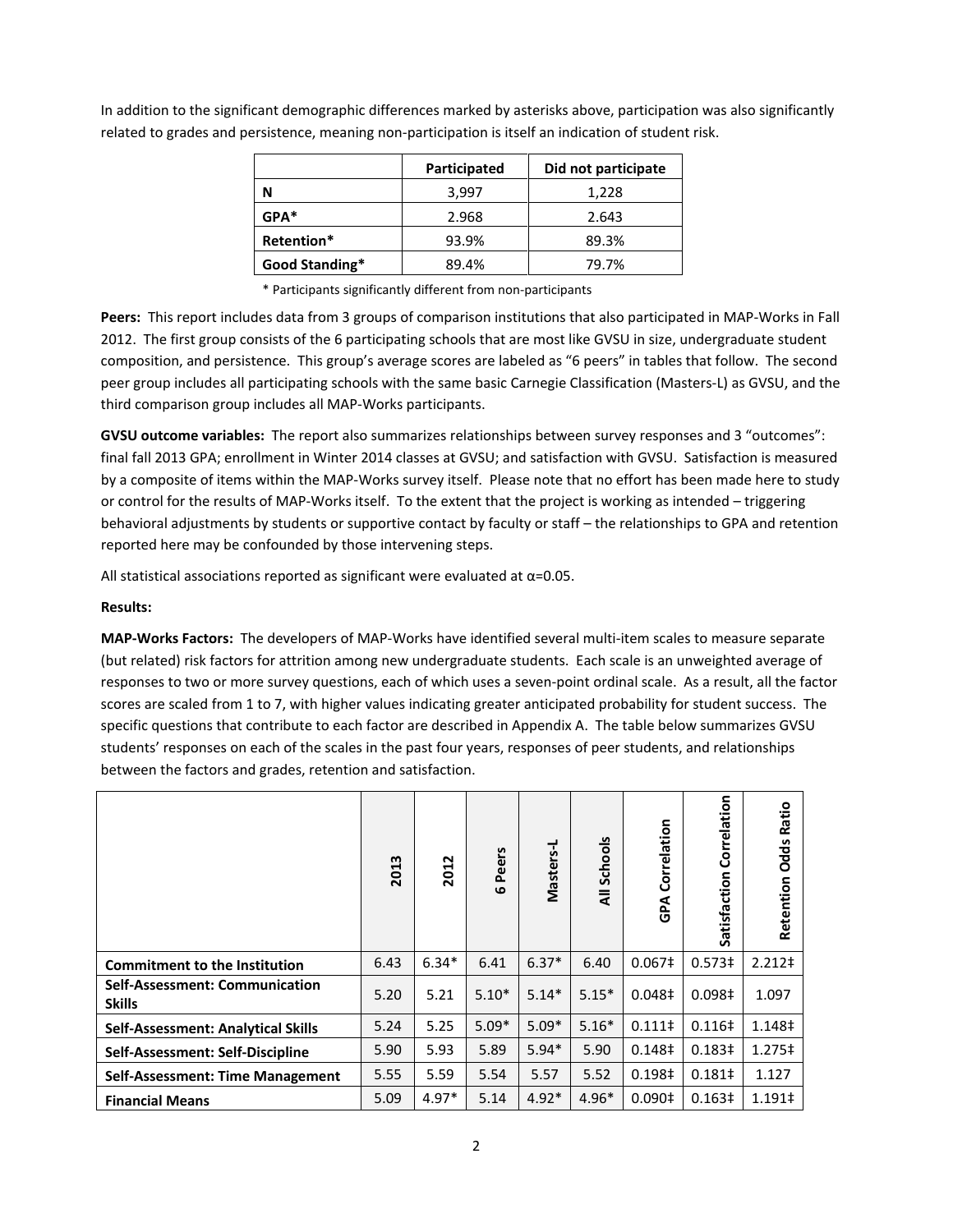In addition to the significant demographic differences marked by asterisks above, participation was also significantly related to grades and persistence, meaning non-participation is itself an indication of student risk.

| | Participated | Did not participate |
|---|---|---|
| **N** | 3,997 | 1,228 |
| **GPA*** | 2.968 | 2.643 |
| **Retention*** | 93.9% | 89.3% |
| **Good Standing*** | 89.4% | 79.7% |

* Participants significantly different from non-participants

**Peers:** This report includes data from 3 groups of comparison institutions that also participated in MAP-Works in Fall 2012. The first group consists of the 6 participating schools that are most like GVSU in size, undergraduate student composition, and persistence. This group's average scores are labeled as "6 peers" in tables that follow. The second peer group includes all participating schools with the same basic Carnegie Classification (Masters-L) as GVSU, and the third comparison group includes all MAP-Works participants.

**GVSU outcome variables:** The report also summarizes relationships between survey responses and 3 "outcomes": final fall 2013 GPA; enrollment in Winter 2014 classes at GVSU; and satisfaction with GVSU. Satisfaction is measured by a composite of items within the MAP-Works survey itself. Please note that no effort has been made here to study or control for the results of MAP-Works itself. To the extent that the project is working as intended – triggering behavioral adjustments by students or supportive contact by faculty or staff – the relationships to GPA and retention reported here may be confounded by those intervening steps.

All statistical associations reported as significant were evaluated at $\alpha$=0.05.

**Results:**

**MAP-Works Factors:** The developers of MAP-Works have identified several multi-item scales to measure separate (but related) risk factors for attrition among new undergraduate students. Each scale is an unweighted average of responses to two or more survey questions, each of which uses a seven-point ordinal scale. As a result, all the factor scores are scaled from 1 to 7, with higher values indicating greater anticipated probability for student success. The specific questions that contribute to each factor are described in Appendix A. The table below summarizes GVSU students' responses on each of the scales in the past four years, responses of peer students, and relationships between the factors and grades, retention and satisfaction.

| | 2013 | 2012 | 6 Peers | Masters-L | All Schools | GPA Correlation | Satisfaction Correlation | Retention Odds Ratio |
|---|---|---|---|---|---|---|---|---|
| **Commitment to the Institution** | 6.43 | 6.34* | 6.41 | 6.37* | 6.40 | 0.067‡ | 0.573‡ | 2.212‡ |
| **Self-Assessment: Communication Skills** | 5.20 | 5.21 | 5.10* | 5.14* | 5.15* | 0.048‡ | 0.098‡ | 1.097 |
| **Self-Assessment: Analytical Skills** | 5.24 | 5.25 | 5.09* | 5.09* | 5.16* | 0.111‡ | 0.116‡ | 1.148‡ |
| **Self-Assessment: Self-Discipline** | 5.90 | 5.93 | 5.89 | 5.94* | 5.90 | 0.148‡ | 0.183‡ | 1.275‡ |
| **Self-Assessment: Time Management** | 5.55 | 5.59 | 5.54 | 5.57 | 5.52 | 0.198‡ | 0.181‡ | 1.127 |
| **Financial Means** | 5.09 | 4.97* | 5.14 | 4.92* | 4.96* | 0.090‡ | 0.163‡ | 1.191‡ |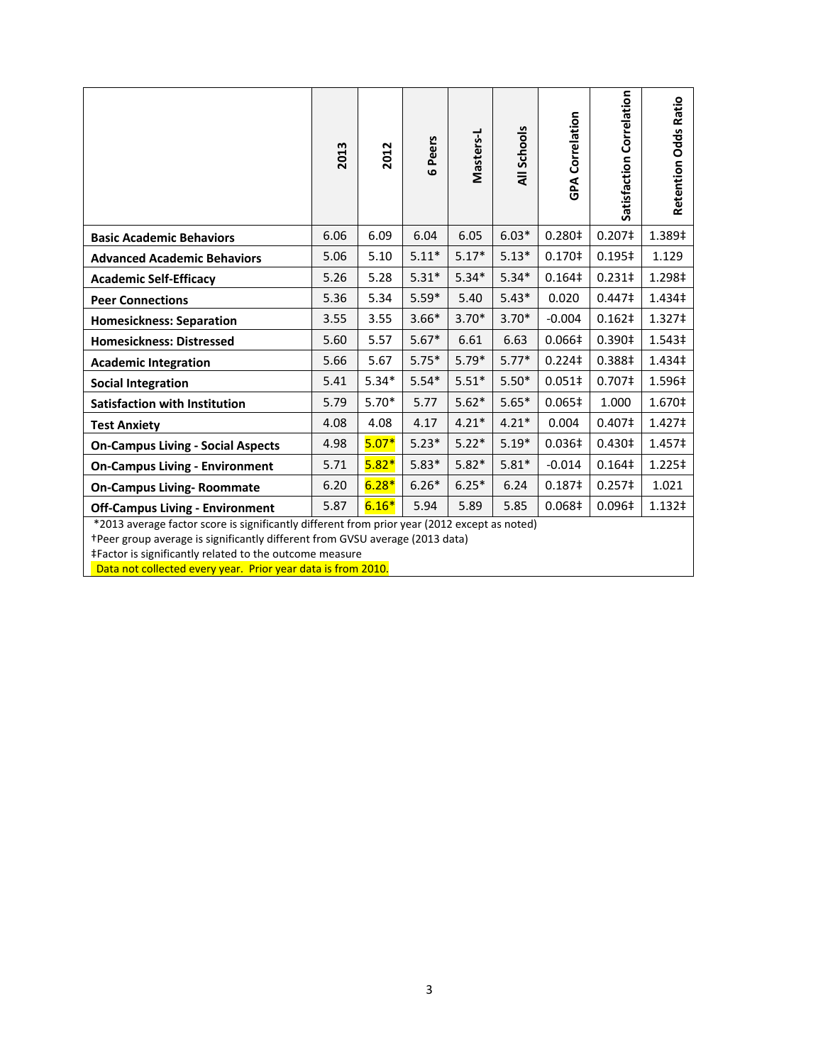|  | 2013 | 2012 | 6 Peers | Masters-L | All Schools | GPA Correlation | Satisfaction Correlation | Retention Odds Ratio |
|---|---|---|---|---|---|---|---|---|
| **Basic Academic Behaviors** | 6.06 | 6.09 | 6.04 | 6.05 | 6.03* | 0.280‡ | 0.207‡ | 1.389‡ |
| **Advanced Academic Behaviors** | 5.06 | 5.10 | 5.11* | 5.17* | 5.13* | 0.170‡ | 0.195‡ | 1.129 |
| **Academic Self-Efficacy** | 5.26 | 5.28 | 5.31* | 5.34* | 5.34* | 0.164‡ | 0.231‡ | 1.298‡ |
| **Peer Connections** | 5.36 | 5.34 | 5.59* | 5.40 | 5.43* | 0.020 | 0.447‡ | 1.434‡ |
| **Homesickness: Separation** | 3.55 | 3.55 | 3.66* | 3.70* | 3.70* | -0.004 | 0.162‡ | 1.327‡ |
| **Homesickness: Distressed** | 5.60 | 5.57 | 5.67* | 6.61 | 6.63 | 0.066‡ | 0.390‡ | 1.543‡ |
| **Academic Integration** | 5.66 | 5.67 | 5.75* | 5.79* | 5.77* | 0.224‡ | 0.388‡ | 1.434‡ |
| **Social Integration** | 5.41 | 5.34* | 5.54* | 5.51* | 5.50* | 0.051‡ | 0.707‡ | 1.596‡ |
| **Satisfaction with Institution** | 5.79 | 5.70* | 5.77 | 5.62* | 5.65* | 0.065‡ | 1.000 | 1.670‡ |
| **Test Anxiety** | 4.08 | 4.08 | 4.17 | 4.21* | 4.21* | 0.004 | 0.407‡ | 1.427‡ |
| **On-Campus Living - Social Aspects** | 4.98 | 5.07* | 5.23* | 5.22* | 5.19* | 0.036‡ | 0.430‡ | 1.457‡ |
| **On-Campus Living - Environment** | 5.71 | 5.82* | 5.83* | 5.82* | 5.81* | -0.014 | 0.164‡ | 1.225‡ |
| **On-Campus Living- Roommate** | 6.20 | 6.28* | 6.26* | 6.25* | 6.24 | 0.187‡ | 0.257‡ | 1.021 |
| **Off-Campus Living - Environment** | 5.87 | 6.16* | 5.94 | 5.89 | 5.85 | 0.068‡ | 0.096‡ | 1.132‡ |

*2013 average factor score is significantly different from prior year (2012 except as noted)
†Peer group average is significantly different from GVSU average (2013 data)
‡Factor is significantly related to the outcome measure
Data not collected every year. Prior year data is from 2010.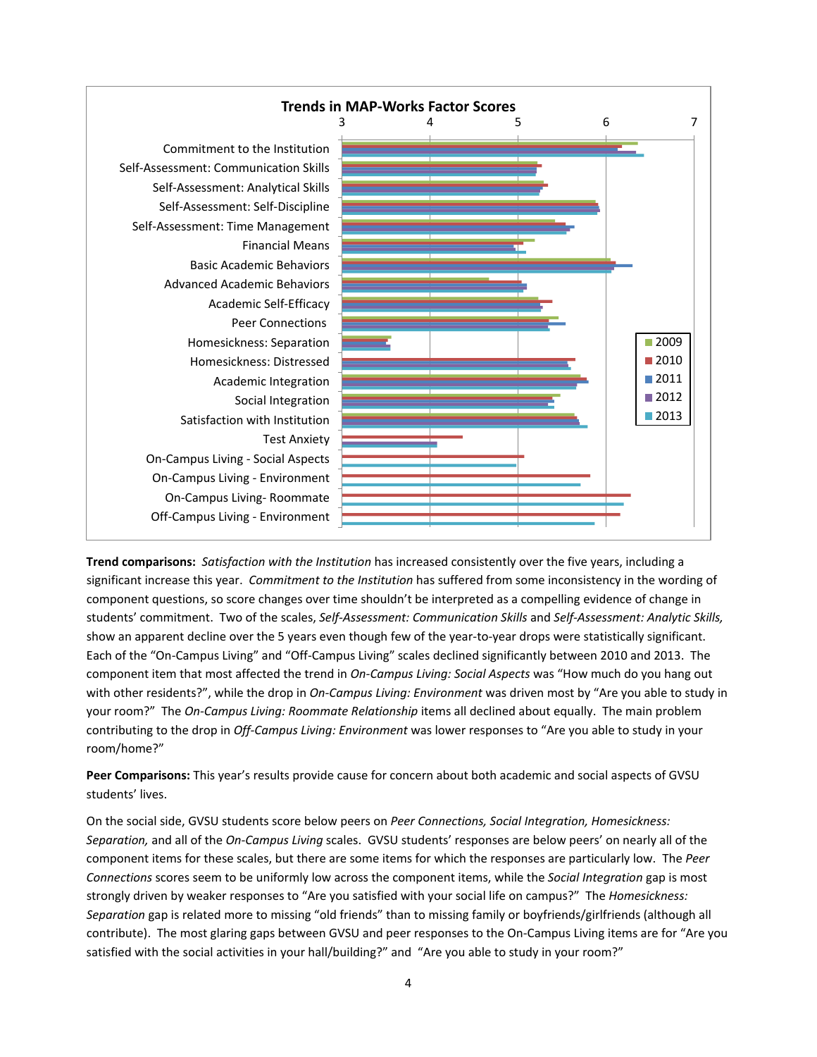**Trends in MAP-Works Factor Scores**

**Trend comparisons:** *Satisfaction with the Institution* has increased consistently over the five years, including a significant increase this year. *Commitment to the Institution* has suffered from some inconsistency in the wording of component questions, so score changes over time shouldn't be interpreted as a compelling evidence of change in students' commitment. Two of the scales, *Self-Assessment: Communication Skills* and *Self-Assessment: Analytic Skills,* show an apparent decline over the 5 years even though few of the year-to-year drops were statistically significant. Each of the "On-Campus Living" and "Off-Campus Living" scales declined significantly between 2010 and 2013. The component item that most affected the trend in *On-Campus Living: Social Aspects* was "How much do you hang out with other residents?", while the drop in *On-Campus Living: Environment* was driven most by "Are you able to study in your room?" The *On-Campus Living: Roommate Relationship* items all declined about equally. The main problem contributing to the drop in *Off-Campus Living: Environment* was lower responses to "Are you able to study in your room/home?"

**Peer Comparisons:** This year's results provide cause for concern about both academic and social aspects of GVSU students' lives.

On the social side, GVSU students score below peers on *Peer Connections, Social Integration, Homesickness: Separation,* and all of the *On-Campus Living* scales. GVSU students' responses are below peers' on nearly all of the component items for these scales, but there are some items for which the responses are particularly low. The *Peer Connections* scores seem to be uniformly low across the component items, while the *Social Integration* gap is most strongly driven by weaker responses to "Are you satisfied with your social life on campus?" The *Homesickness: Separation* gap is related more to missing "old friends" than to missing family or boyfriends/girlfriends (although all contribute). The most glaring gaps between GVSU and peer responses to the On-Campus Living items are for "Are you satisfied with the social activities in your hall/building?" and "Are you able to study in your room?"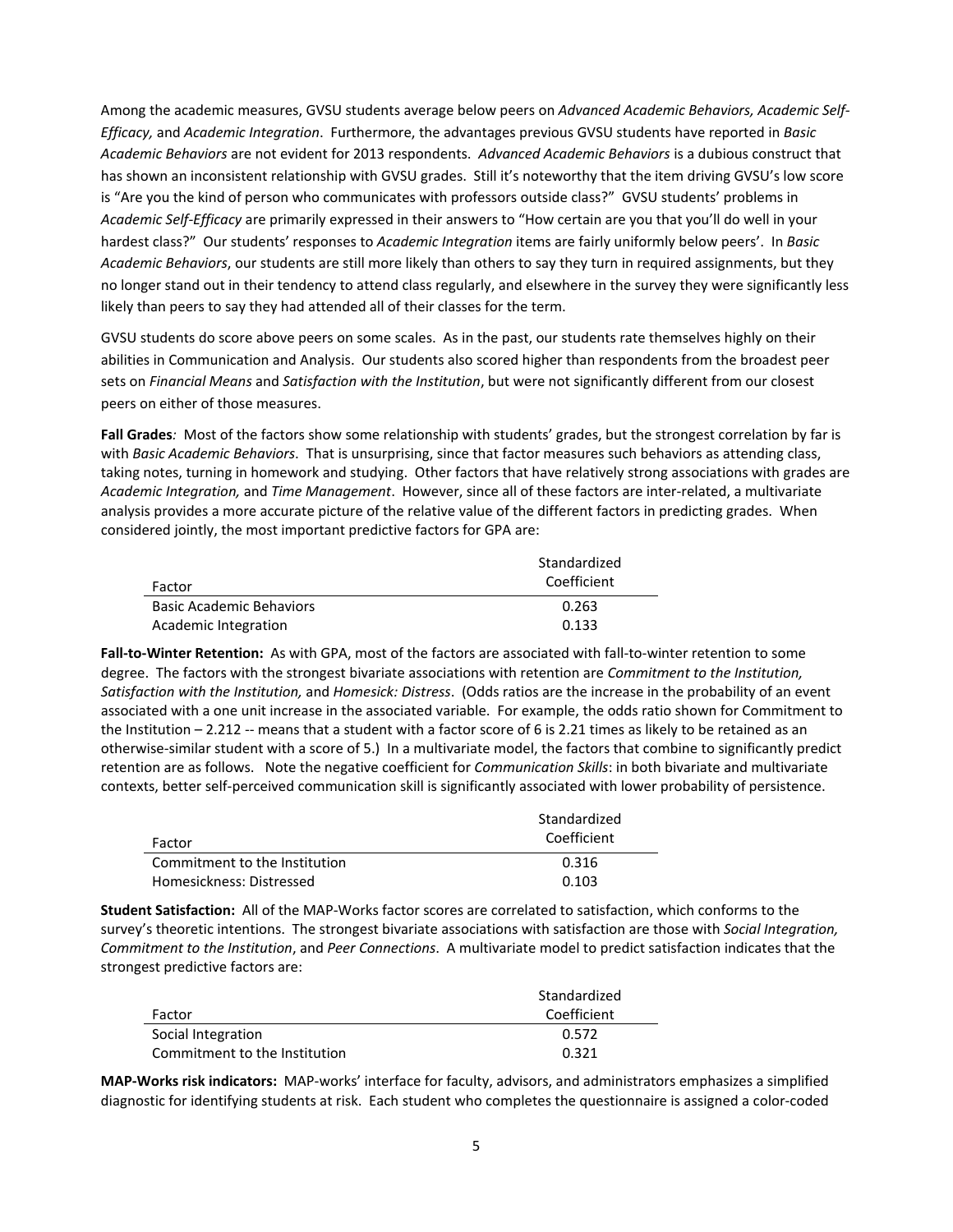Among the academic measures, GVSU students average below peers on *Advanced Academic Behaviors, Academic Self-Efficacy,* and *Academic Integration*. Furthermore, the advantages previous GVSU students have reported in *Basic Academic Behaviors* are not evident for 2013 respondents. *Advanced Academic Behaviors* is a dubious construct that has shown an inconsistent relationship with GVSU grades. Still it's noteworthy that the item driving GVSU's low score is "Are you the kind of person who communicates with professors outside class?" GVSU students' problems in *Academic Self-Efficacy* are primarily expressed in their answers to "How certain are you that you'll do well in your hardest class?" Our students' responses to *Academic Integration* items are fairly uniformly below peers'. In *Basic Academic Behaviors*, our students are still more likely than others to say they turn in required assignments, but they no longer stand out in their tendency to attend class regularly, and elsewhere in the survey they were significantly less likely than peers to say they had attended all of their classes for the term.

GVSU students do score above peers on some scales. As in the past, our students rate themselves highly on their abilities in Communication and Analysis. Our students also scored higher than respondents from the broadest peer sets on *Financial Means* and *Satisfaction with the Institution*, but were not significantly different from our closest peers on either of those measures.

**Fall Grades***:* Most of the factors show some relationship with students' grades, but the strongest correlation by far is with *Basic Academic Behaviors*. That is unsurprising, since that factor measures such behaviors as attending class, taking notes, turning in homework and studying. Other factors that have relatively strong associations with grades are *Academic Integration,* and *Time Management*. However, since all of these factors are inter-related, a multivariate analysis provides a more accurate picture of the relative value of the different factors in predicting grades. When considered jointly, the most important predictive factors for GPA are:

| Factor | Standardized Coefficient |
|---|---|
| Basic Academic Behaviors | 0.263 |
| Academic Integration | 0.133 |

**Fall-to-Winter Retention:** As with GPA, most of the factors are associated with fall-to-winter retention to some degree. The factors with the strongest bivariate associations with retention are *Commitment to the Institution, Satisfaction with the Institution,* and *Homesick: Distress*. (Odds ratios are the increase in the probability of an event associated with a one unit increase in the associated variable. For example, the odds ratio shown for Commitment to the Institution – 2.212 -- means that a student with a factor score of 6 is 2.21 times as likely to be retained as an otherwise-similar student with a score of 5.) In a multivariate model, the factors that combine to significantly predict retention are as follows. Note the negative coefficient for *Communication Skills*: in both bivariate and multivariate contexts, better self-perceived communication skill is significantly associated with lower probability of persistence.

| Factor | Standardized Coefficient |
|---|---|
| Commitment to the Institution | 0.316 |
| Homesickness: Distressed | 0.103 |

**Student Satisfaction:** All of the MAP-Works factor scores are correlated to satisfaction, which conforms to the survey's theoretic intentions. The strongest bivariate associations with satisfaction are those with *Social Integration, Commitment to the Institution*, and *Peer Connections*. A multivariate model to predict satisfaction indicates that the strongest predictive factors are:

| Factor | Standardized Coefficient |
|---|---|
| Social Integration | 0.572 |
| Commitment to the Institution | 0.321 |

**MAP-Works risk indicators:** MAP-works' interface for faculty, advisors, and administrators emphasizes a simplified diagnostic for identifying students at risk. Each student who completes the questionnaire is assigned a color-coded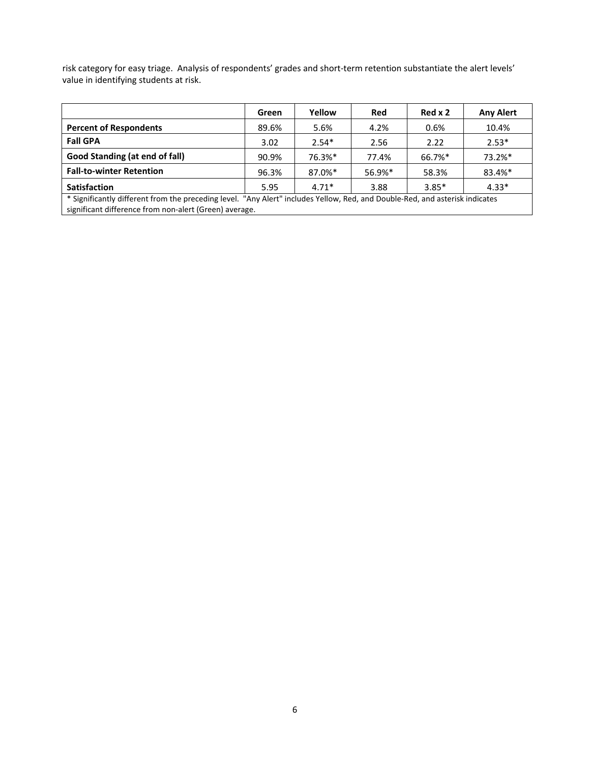risk category for easy triage. Analysis of respondents' grades and short-term retention substantiate the alert levels' value in identifying students at risk.

| | Green | Yellow | Red | Red x 2 | Any Alert |
|---|---|---|---|---|---|
| **Percent of Respondents** | 89.6% | 5.6% | 4.2% | 0.6% | 10.4% |
| **Fall GPA** | 3.02 | 2.54* | 2.56 | 2.22 | 2.53* |
| **Good Standing (at end of fall)** | 90.9% | 76.3%* | 77.4% | 66.7%* | 73.2%* |
| **Fall-to-winter Retention** | 96.3% | 87.0%* | 56.9%* | 58.3% | 83.4%* |
| **Satisfaction** | 5.95 | 4.71* | 3.88 | 3.85* | 4.33* |

* Significantly different from the preceding level. "Any Alert" includes Yellow, Red, and Double-Red, and asterisk indicates significant difference from non-alert (Green) average.